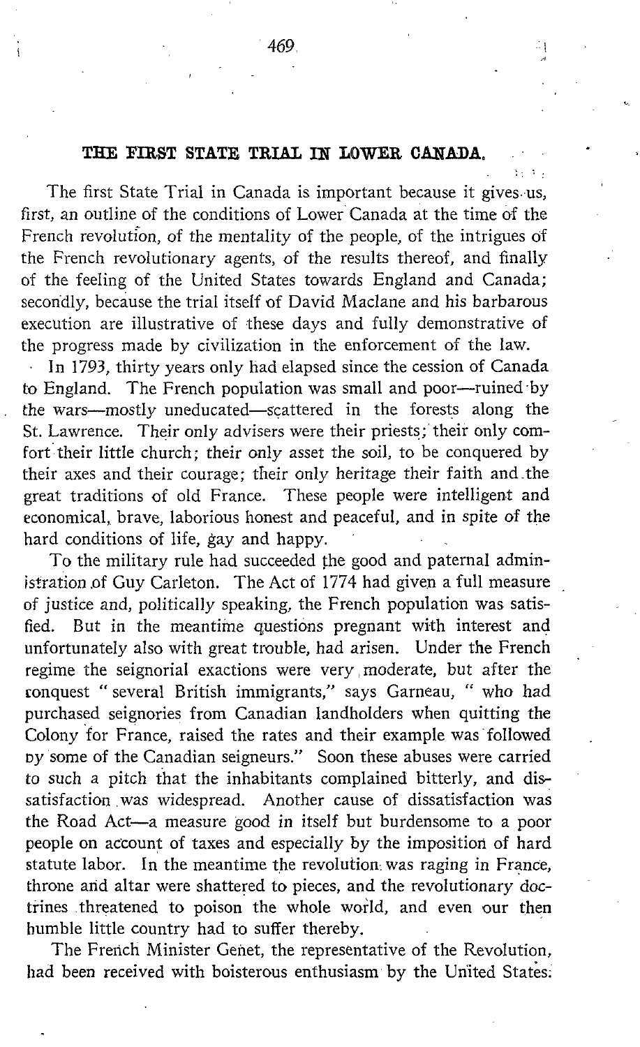## THE FIRST STATE TRIAL IN LOWER CANADA.

The first State Trial in Canada is important because it gives us, first, an outline of the conditions of Lower Canada at the time of the French revolution, of the mentality of the people, of the intrigues of the French revolutionary agents, of the results thereof, and finally of the feeling of the United States towards England and Canada; secondly, because the trial itself of David Maclane and his barbarous execution are illustrative of these days and fully demonstrative of the progress made by civilization in the enforcement of the law.

In 1793, thirty years only had elapsed since the cession of Canada to England. The French population was small and poor—ruined by the wars—mostly uneducated—scattered in the forests along the St. Lawrence. Their only advisers were their priests; their only comfort their little church; their only asset the soil, to be conquered by their axes and their courage; their only heritage their faith and the great traditions of old France. These people were intelligent and economical, brave, laborious honest and peaceful, and in spite of the hard conditions of life, gay and happy.

To the military rule had succeeded the good and paternal administration of Guy Carleton. The Act of 1774 had given a full measure of justice and, politically speaking, the French population was satisfied. But in the meantime questions pregnant with interest and unfortunately also with great trouble, had arisen. Under the French regime the seignorial exactions were very moderate, but after the conquest "several British immigrants," says Garneau, "who had purchased seignories from Canadian landholders when quitting the Colony for France, raised the rates and their example was followed by some of the Canadian seigneurs." Soon these abuses were carried to such a pitch that the inhabitants complained bitterly, and dissatisfaction was widespread. Another cause of dissatisfaction was the Road Act—a measure good in itself but burdensome to a poor people on account of taxes and especially by the imposition of hard statute labor. In the meantime the revolution was raging in France, throne and altar were shattered to pieces, and the revolutionary doctrines threatened to poison the whole world, and even our then humble little country had to suffer thereby.

The French Minister Genet, the representative of the Revolution, had been received with boisterous enthusiasm by the United States.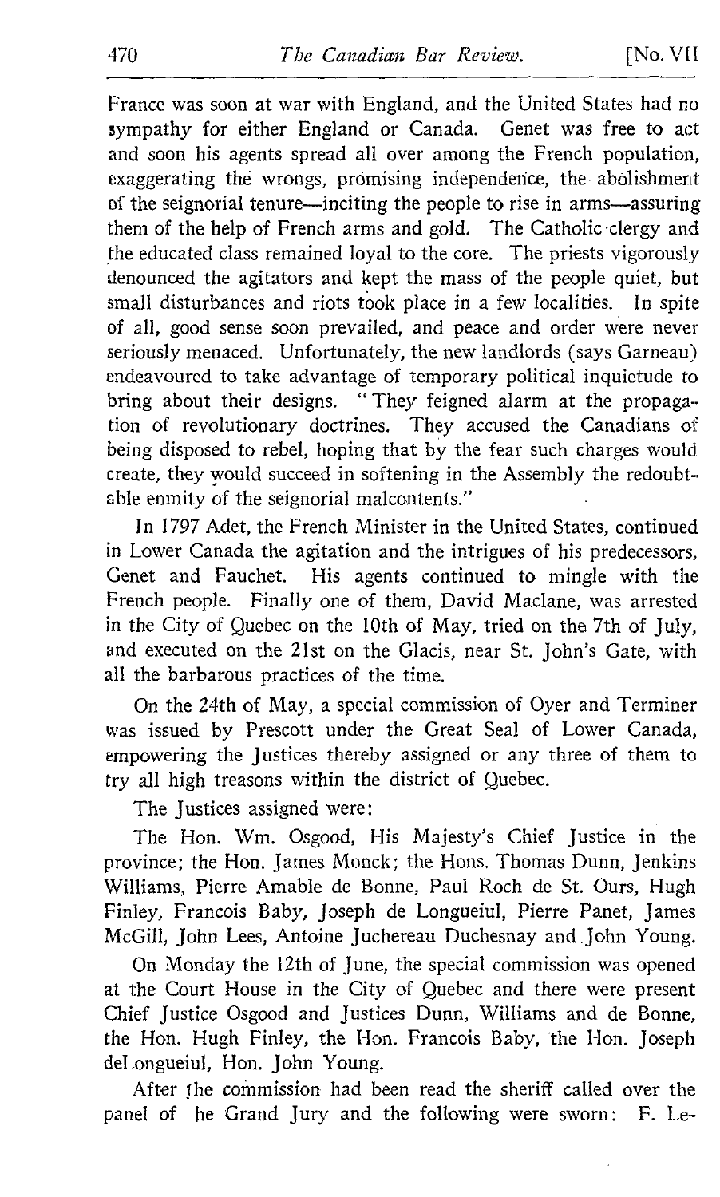France was soon at war with England, and the United States had no sympathy for either England or Canada. Genet was free to act and soon his agents spread all over among the French population, exaggerating the wrongs, promising independence, the abolishment of the seignorial tenure—inciting the people to rise in arms—assuring them of the help of French arms and gold. The Catholic clergy and the educated class remained loyal to the core. The priests vigorously denounced the agitators and kept the mass of the people quiet, but small disturbances and riots took place in a few localities. In spite of all, good sense soon prevailed, and peace and order were never seriously menaced. Unfortunately, the new landlords (says Garneau) endeavoured to take advantage of temporary political inquietude to bring about their designs. "They feigned alarm at the propagation of revolutionary doctrines. They accused the Canadians of being disposed to rebel, hoping that by the fear such charges would create, they would succeed in softening in the Assembly the redoubtable enmity of the seignorial malcontents."

In 1797 Adet, the French Minister in the United States, continued in Lower Canada the agitation and the intrigues of his predecessors, Genet and Fauchet. His agents continued to mingle with the French people. Finally one of them, David Maclane, was arrested in the City of Quebec on the 10th of May, tried on the 7th of July, and executed on the 21st on the Glacis, near St. John's Gate, with all the barbarous practices of the time.

On the 24th of May, a special commission of Oyer and Terminer was issued by Prescott under the Great Seal of Lower Canada, empowering the Justices thereby assigned or any three of them to try all high treasons within the district of Quebec.

The Justices assigned were:

The Hon. Wm. Osgood, His Majesty's Chief Justice in the province; the Hon. James Monck; the Hons. Thomas Dunn, Jenkins Williams, Pierre Amable de Bonne, Paul Roch de St. Ours, Hugh Finley, Francois Baby, Joseph de Longueiul, Pierre Panet, James McGill, John Lees, Antoine Juchereau Duchesnay and John Young.

On Monday the 12th of June, the special commission was opened at the Court House in the City of Quebec and there were present Chief Justice Osgood and Justices Dunn, Williams and de Bonne, the Hon. Hugh Finley, the Hon. Francois Baby, the Hon. Joseph deLongueiul, Hon. John Young.

After the commission had been read the sheriff called over the panel of he Grand Jury and the following were sworn: F. Le-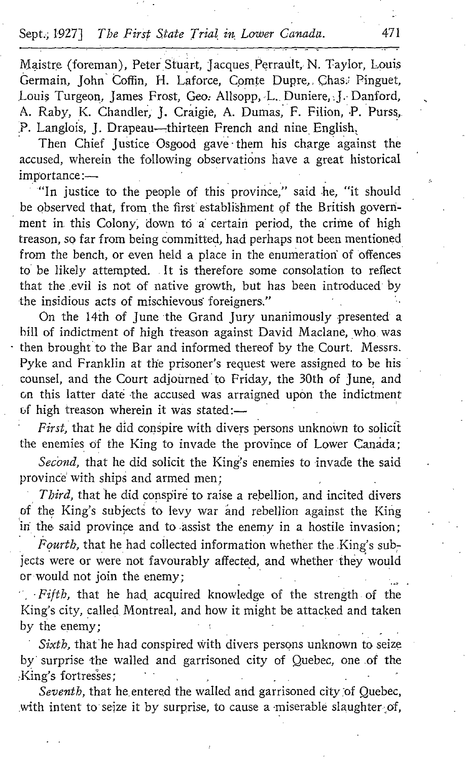Maistre (foreman), Peter Stuart, Jacques Perrault, N. Taylor, Louis Germain, John Coffin, H. Laforce, Comte Dupre, Chas. Pinguet, Louis Turgeon, James Frost, Geo. Allsopp, L. Duniere, J. Danford, A. Raby, K. Chandler, J. Craigie, A. Dumas, F. Filion, P. Purss, P. Langlois, J. Drapeau—thirteen French and nine English.

Then Chief Justice Osgood gave them his charge against the accused, wherein the following observations have a great historical importance:—

"In justice to the people of this province," said he, "it should be observed that, from the first establishment of the British government in this Colony, down to a certain period, the crime of high treason, so far from being committed, had perhaps not been mentioned from the bench, or even held a place in the enumeration of offences to be likely attempted. It is therefore some consolation to reflect that the evil is not of native growth, but has been introduced by the insidious acts of mischievous foreigners."

On the 14th of June the Grand Jury unanimously presented a bill of indictment of high treason against David Maclane, who was then brought to the Bar and informed thereof by the Court. Messrs. Pyke and Franklin at the prisoner's request were assigned to be his counsel, and the Court adjourned to Friday, the 30th of June, and on this latter date the accused was arraigned upon the indictment of high treason wherein it was stated:—

*First*, that he did conspire with divers persons unknown to solicit the enemies of the King to invade the province of Lower Canada;

*Second*, that he did solicit the King's enemies to invade the said province with ships and armed men;

*Third*, that he did conspire to raise a rebellion, and incited divers of the King's subjects to levy war and rebellion against the King in the said province and to assist the enemy in a hostile invasion;

*Fourth*, that he had collected information whether the King's subjects were or were not favourably affected, and whether they would or would not join the enemy;

*Fifth*, that he had acquired knowledge of the strength of the King's city, called Montreal, and how it might be attacked and taken by the enemy;

*Sixth*, that he had conspired with divers persons unknown to seize by surprise the walled and garrisoned city of Quebec, one of the King's fortresses;

*Seventh*, that he entered the walled and garrisoned city of Quebec, with intent to seize it by surprise, to cause a miserable slaughter of,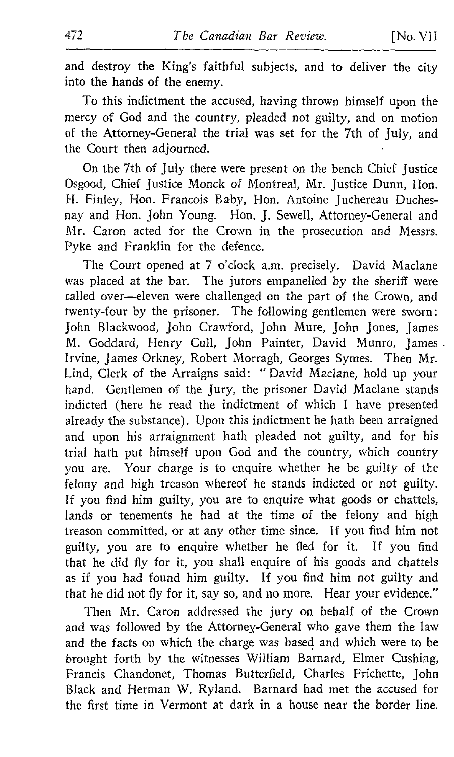and destroy the King's faithful subjects, and to deliver the city into the hands of the enemy.

To this indictment the accused, having thrown himself upon the mercy of God and the country, pleaded not guilty, and on motion of the Attorney-General the trial was set for the 7th of July, and the Court then adjourned.

On the 7th of July there were present on the bench Chief Justice Osgood, Chief Justice Monck of Montreal, Mr. Justice Dunn, Hon. H. Finley, Hon. Francois Baby, Hon. Antoine Juchereau Duchesnay and Hon. John Young. Hon. J. Sewell, Attorney-General and Mr. Caron acted for the Crown in the prosecution and Messrs. Pyke and Franklin for the defence.

The Court opened at 7 o'clock a.m. precisely. David Maclane was placed at the bar. The jurors empanelled by the sheriff were called over—eleven were challenged on the part of the Crown, and twenty-four by the prisoner. The following gentlemen were sworn: John Blackwood, John Crawford, John Mure, John Jones, James M. Goddard, Henry Cull, John Painter, David Munro, James Irvine, James Orkney, Robert Morragh, Georges Symes. Then Mr. Lind, Clerk of the Arraigns said: "David Maclane, hold up your hand. Gentlemen of the Jury, the prisoner David Maclane stands indicted (here he read the indictment of which I have presented already the substance). Upon this indictment he hath been arraigned and upon his arraignment hath pleaded not guilty, and for his trial hath put himself upon God and the country, which country you are. Your charge is to enquire whether he be guilty of the felony and high treason whereof he stands indicted or not guilty. If you find him guilty, you are to enquire what goods or chattels, lands or tenements he had at the time of the felony and high treason committed, or at any other time since. If you find him not guilty, you are to enquire whether he fled for it. If you find that he did fly for it, you shall enquire of his goods and chattels as if you had found him guilty. If you find him not guilty and that he did not fly for it, say so, and no more. Hear your evidence."

Then Mr. Caron addressed the jury on behalf of the Crown and was followed by the Attorney-General who gave them the law and the facts on which the charge was based and which were to be brought forth by the witnesses William Barnard, Elmer Cushing, Francis Chandonet, Thomas Butterfield, Charles Frichette, John Black and Herman W. Ryland. Barnard had met the accused for the first time in Vermont at dark in a house near the border line.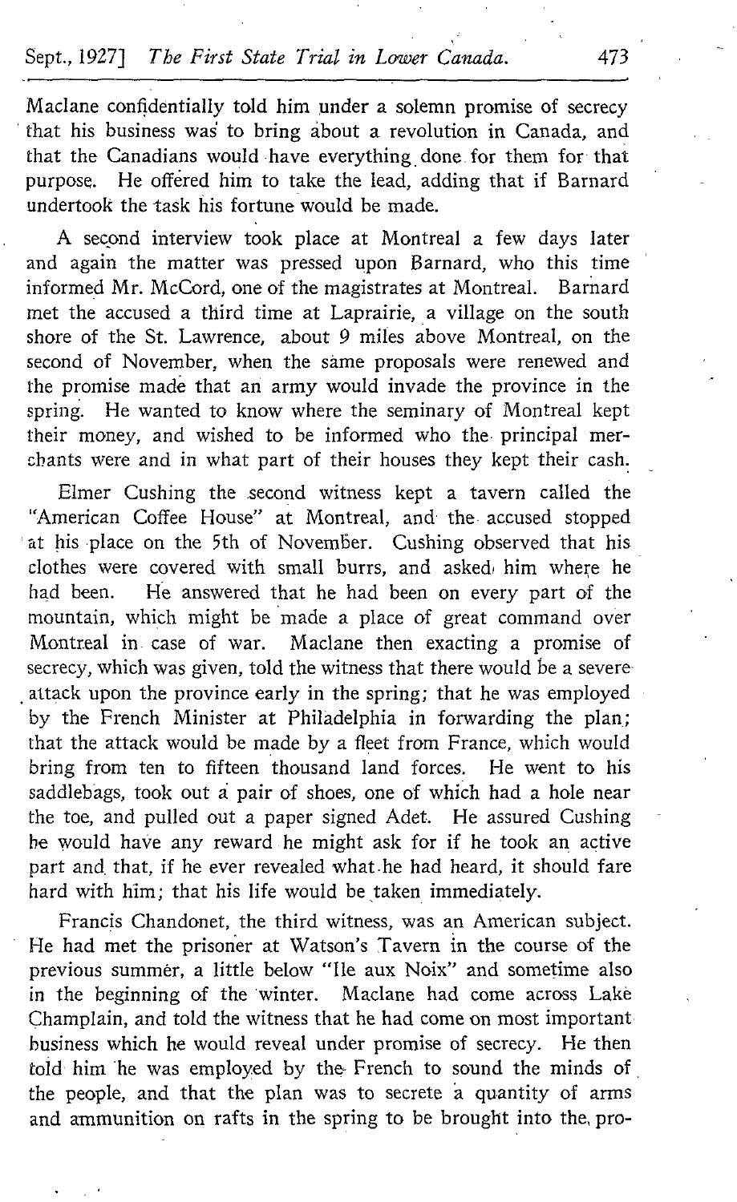Maclane confidentially told him under a solemn promise of secrecy that his business was to bring about a revolution in Canada, and that the Canadians would have everything done for them for that purpose. He offered him to take the lead, adding that if Barnard undertook the task his fortune would be made.

A second interview took place at Montreal a few days later and again the matter was pressed upon Barnard, who this time informed Mr. McCord, one of the magistrates at Montreal. Barnard met the accused a third time at Laprairie, a village on the south shore of the St. Lawrence, about 9 miles above Montreal, on the second of November, when the same proposals were renewed and the promise made that an army would invade the province in the spring. He wanted to know where the seminary of Montreal kept their money, and wished to be informed who the principal merchants were and in what part of their houses they kept their cash.

Elmer Cushing the second witness kept a tavern called the "American Coffee House" at Montreal, and the accused stopped at his place on the 5th of November. Cushing observed that his clothes were covered with small burrs, and asked him where he had been. He answered that he had been on every part of the mountain, which might be made a place of great command over Montreal in case of war. Maclane then exacting a promise of secrecy, which was given, told the witness that there would be a severe attack upon the province early in the spring; that he was employed by the French Minister at Philadelphia in forwarding the plan; that the attack would be made by a fleet from France, which would bring from ten to fifteen thousand land forces. He went to his saddlebags, took out a pair of shoes, one of which had a hole near the toe, and pulled out a paper signed Adet. He assured Cushing he would have any reward he might ask for if he took an active part and that, if he ever revealed what he had heard, it should fare hard with him; that his life would be taken immediately.

Francis Chandonet, the third witness, was an American subject. He had met the prisoner at Watson's Tavern in the course of the previous summer, a little below "Ile aux Noix" and sometime also in the beginning of the winter. Maclane had come across Lake Champlain, and told the witness that he had come on most important business which he would reveal under promise of secrecy. He then told him he was employed by the French to sound the minds of the people, and that the plan was to secrete a quantity of arms and ammunition on rafts in the spring to be brought into the pro-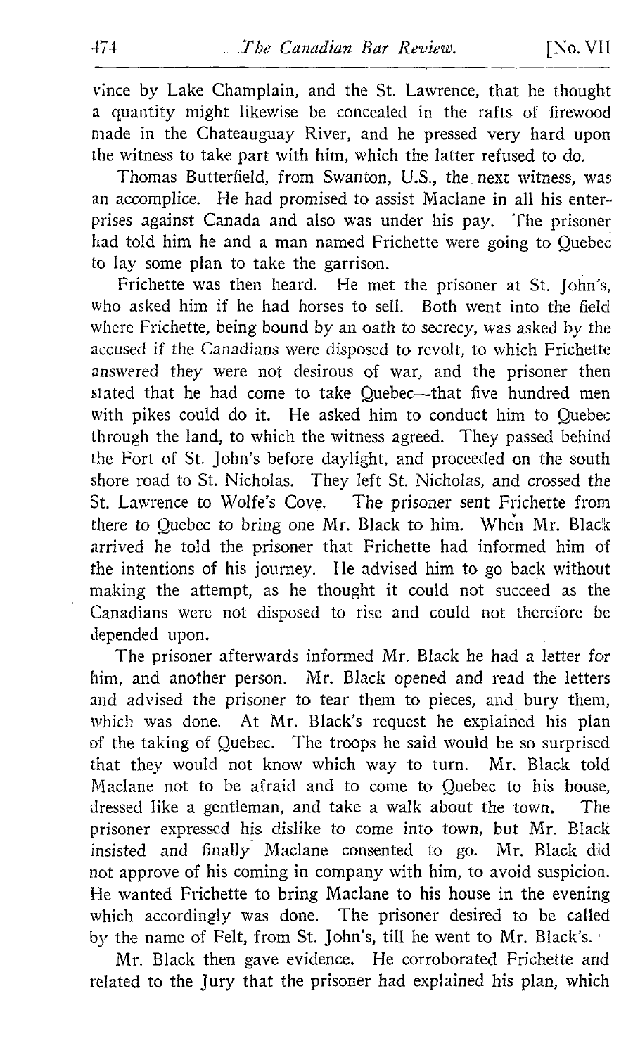vince by Lake Champlain, and the St. Lawrence, that he thought a quantity might likewise be concealed in the rafts of firewood made in the Chateauguay River, and he pressed very hard upon the witness to take part with him, which the latter refused to do.

Thomas Butterfield, from Swanton, U.S., the next witness, was an accomplice. He had promised to assist Maclane in all his enterprises against Canada and also was under his pay. The prisoner had told him he and a man named Frichette were going to Quebec to lay some plan to take the garrison.

Frichette was then heard. He met the prisoner at St. John's, who asked him if he had horses to sell. Both went into the field where Frichette, being bound by an oath to secrecy, was asked by the accused if the Canadians were disposed to revolt, to which Frichette answered they were not desirous of war, and the prisoner then stated that he had come to take Quebec—that five hundred men with pikes could do it. He asked him to conduct him to Quebec through the land, to which the witness agreed. They passed behind the Fort of St. John's before daylight, and proceeded on the south shore road to St. Nicholas. They left St. Nicholas, and crossed the St. Lawrence to Wolfe's Cove. The prisoner sent Frichette from there to Quebec to bring one Mr. Black to him. When Mr. Black arrived he told the prisoner that Frichette had informed him of the intentions of his journey. He advised him to go back without making the attempt, as he thought it could not succeed as the Canadians were not disposed to rise and could not therefore be depended upon.

The prisoner afterwards informed Mr. Black he had a letter for him, and another person. Mr. Black opened and read the letters and advised the prisoner to tear them to pieces, and bury them, which was done. At Mr. Black's request he explained his plan of the taking of Quebec. The troops he said would be so surprised that they would not know which way to turn. Mr. Black told Maclane not to be afraid and to come to Quebec to his house, dressed like a gentleman, and take a walk about the town. The prisoner expressed his dislike to come into town, but Mr. Black insisted and finally Maclane consented to go. Mr. Black did not approve of his coming in company with him, to avoid suspicion. He wanted Frichette to bring Maclane to his house in the evening which accordingly was done. The prisoner desired to be called by the name of Felt, from St. John's, till he went to Mr. Black's.

Mr. Black then gave evidence. He corroborated Frichette and related to the Jury that the prisoner had explained his plan, which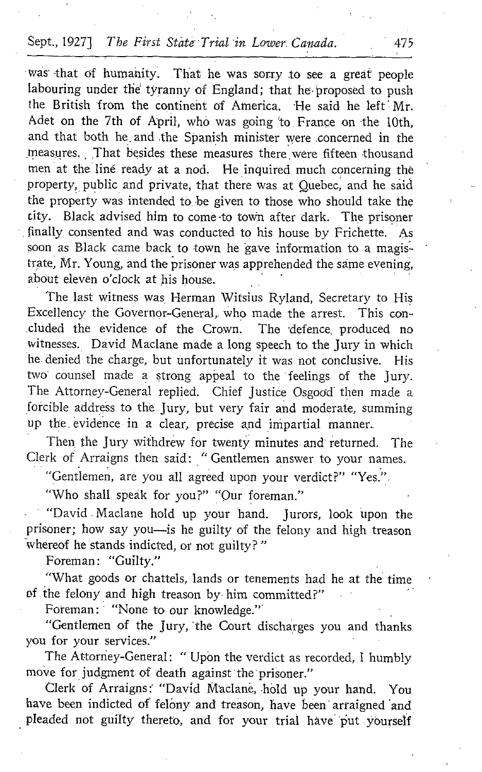was that of humanity. That he was sorry to see a great people labouring under the tyranny of England; that he proposed to push the British from the continent of America. He said he left Mr. Adet on the 7th of April, who was going to France on the 10th, and that both he and the Spanish minister were concerned in the measures. That besides these measures there were fifteen thousand men at the line ready at a nod. He inquired much concerning the property, public and private, that there was at Quebec, and he said the property was intended to be given to those who should take the city. Black advised him to come to town after dark. The prisoner finally consented and was conducted to his house by Frichette. As soon as Black came back to town he gave information to a magistrate, Mr. Young, and the prisoner was apprehended the same evening, about eleven o'clock at his house.

The last witness was Herman Witsius Ryland, Secretary to His Excellency the Governor-General, who made the arrest. This concluded the evidence of the Crown. The defence produced no witnesses. David Maclane made a long speech to the Jury in which he denied the charge, but unfortunately it was not conclusive. His two counsel made a strong appeal to the feelings of the Jury. The Attorney-General replied. Chief Justice Osgood then made a forcible address to the Jury, but very fair and moderate, summing up the evidence in a clear, precise and impartial manner.

Then the Jury withdrew for twenty minutes and returned. The Clerk of Arraigns then said: "Gentlemen answer to your names.

"Gentlemen, are you all agreed upon your verdict?" "Yes."

"Who shall speak for you?" "Our foreman."

"David Maclane hold up your hand. Jurors, look upon the prisoner; how say you—is he guilty of the felony and high treason whereof he stands indicted, or not guilty?"

Foreman: "Guilty."

"What goods or chattels, lands or tenements had he at the time of the felony and high treason by him committed?"

Foreman: "None to our knowledge."

"Gentlemen of the Jury, the Court discharges you and thanks you for your services."

The Attorney-General: "Upon the verdict as recorded, I humbly move for judgment of death against the prisoner."

Clerk of Arraigns: "David Maclane, hold up your hand. You have been indicted of felony and treason, have been arraigned and pleaded not guilty thereto, and for your trial have put yourself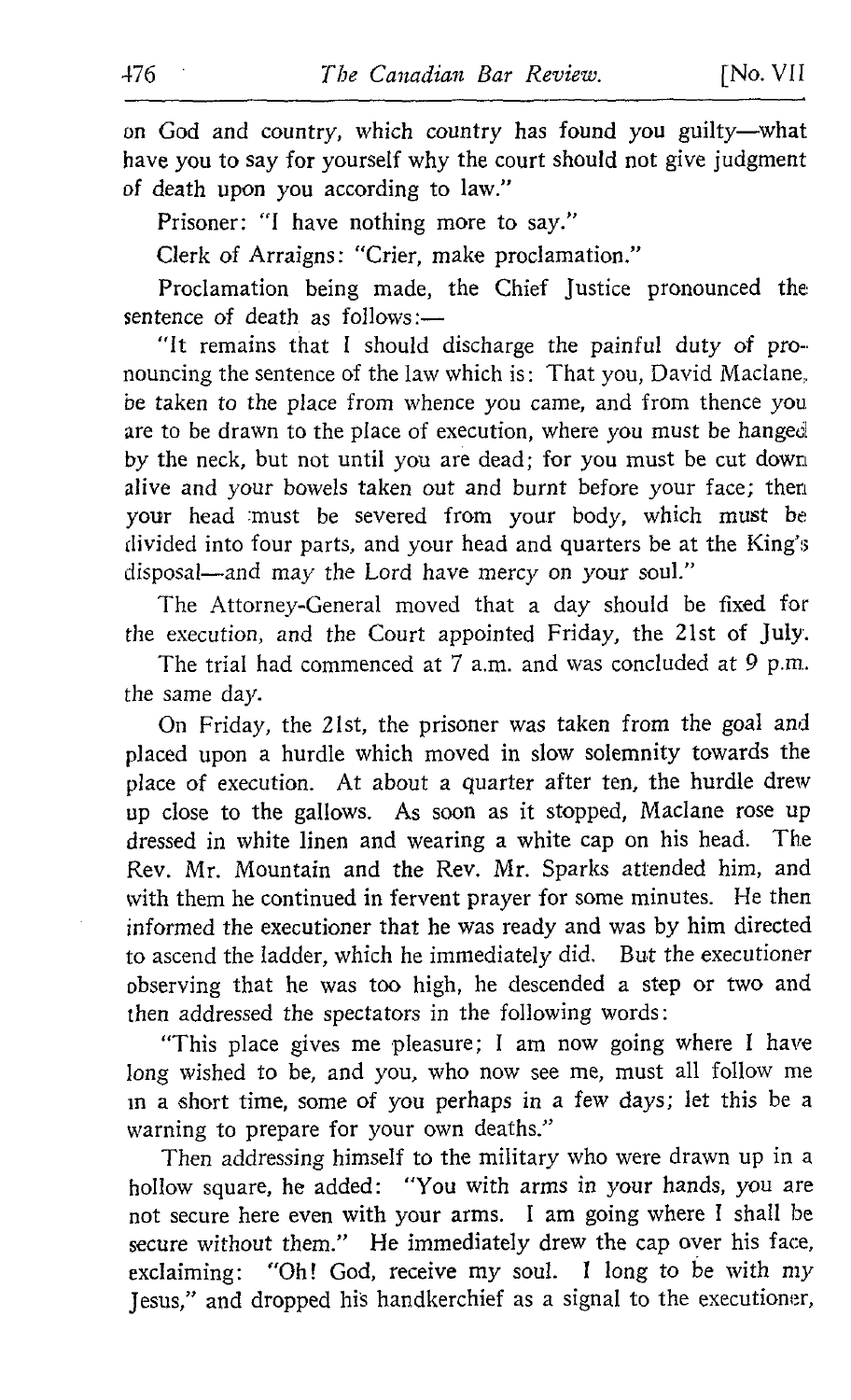on God and country, which country has found you guilty—what have you to say for yourself why the court should not give judgment of death upon you according to law."

Prisoner: "I have nothing more to say."

Clerk of Arraigns: "Crier, make proclamation."

Proclamation being made, the Chief Justice pronounced the sentence of death as follows:—

"It remains that I should discharge the painful duty of pronouncing the sentence of the law which is: That you, David Maclane, be taken to the place from whence you came, and from thence you are to be drawn to the place of execution, where you must be hanged by the neck, but not until you are dead; for you must be cut down alive and your bowels taken out and burnt before your face; then your head must be severed from your body, which must be divided into four parts, and your head and quarters be at the King's disposal—and may the Lord have mercy on your soul."

The Attorney-General moved that a day should be fixed for the execution, and the Court appointed Friday, the 21st of July.

The trial had commenced at 7 a.m. and was concluded at 9 p.m. the same day.

On Friday, the 21st, the prisoner was taken from the goal and placed upon a hurdle which moved in slow solemnity towards the place of execution. At about a quarter after ten, the hurdle drew up close to the gallows. As soon as it stopped, Maclane rose up dressed in white linen and wearing a white cap on his head. The Rev. Mr. Mountain and the Rev. Mr. Sparks attended him, and with them he continued in fervent prayer for some minutes. He then informed the executioner that he was ready and was by him directed to ascend the ladder, which he immediately did. But the executioner observing that he was too high, he descended a step or two and then addressed the spectators in the following words:

"This place gives me pleasure; I am now going where I have long wished to be, and you, who now see me, must all follow me in a short time, some of you perhaps in a few days; let this be a warning to prepare for your own deaths."

Then addressing himself to the military who were drawn up in a hollow square, he added: "You with arms in your hands, you are not secure here even with your arms. I am going where I shall be secure without them." He immediately drew the cap over his face, exclaiming: "Oh! God, receive my soul. I long to be with my Jesus," and dropped his handkerchief as a signal to the executioner,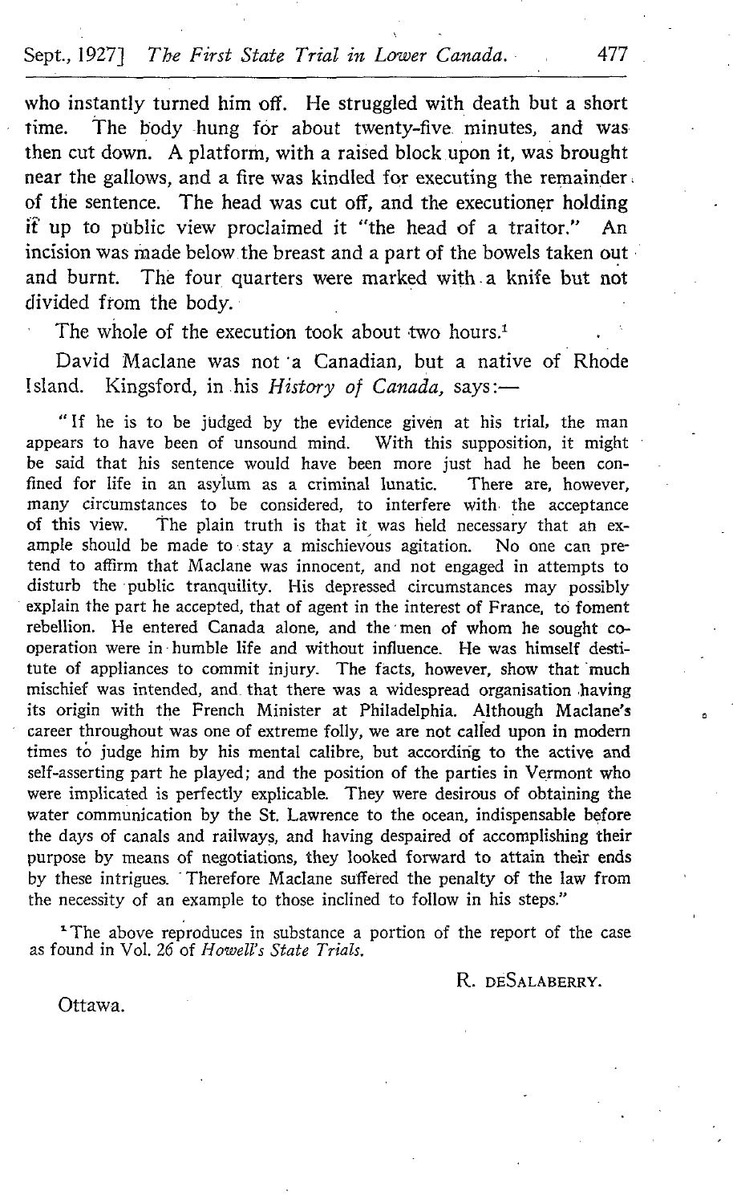who instantly turned him off. He struggled with death but a short time. The body hung for about twenty-five minutes, and was then cut down. A platform, with a raised block upon it, was brought near the gallows, and a fire was kindled for executing the remainder of the sentence. The head was cut off, and the executioner holding it up to public view proclaimed it "the head of a traitor." An incision was made below the breast and a part of the bowels taken out and burnt. The four quarters were marked with a knife but not divided from the body.

The whole of the execution took about two hours.[1]

David Maclane was not a Canadian, but a native of Rhode Island. Kingsford, in his *History of Canada*, says:—

> "If he is to be judged by the evidence given at his trial, the man appears to have been of unsound mind. With this supposition, it might be said that his sentence would have been more just had he been confined for life in an asylum as a criminal lunatic. There are, however, many circumstances to be considered, to interfere with the acceptance of this view. The plain truth is that it was held necessary that an example should be made to stay a mischievous agitation. No one can pretend to affirm that Maclane was innocent, and not engaged in attempts to disturb the public tranquility. His depressed circumstances may possibly explain the part he accepted, that of agent in the interest of France, to foment rebellion. He entered Canada alone, and the men of whom he sought co-operation were in humble life and without influence. He was himself destitute of appliances to commit injury. The facts, however, show that much mischief was intended, and that there was a widespread organisation having its origin with the French Minister at Philadelphia. Although Maclane's career throughout was one of extreme folly, we are not called upon in modern times to judge him by his mental calibre, but according to the active and self-asserting part he played; and the position of the parties in Vermont who were implicated is perfectly explicable. They were desirous of obtaining the water communication by the St. Lawrence to the ocean, indispensable before the days of canals and railways, and having despaired of accomplishing their purpose by means of negotiations, they looked forward to attain their ends by these intrigues. Therefore Maclane suffered the penalty of the law from the necessity of an example to those inclined to follow in his steps."

[1] The above reproduces in substance a portion of the report of the case as found in Vol. 26 of *Howell's State Trials*.

R. DESALABERRY.

Ottawa.